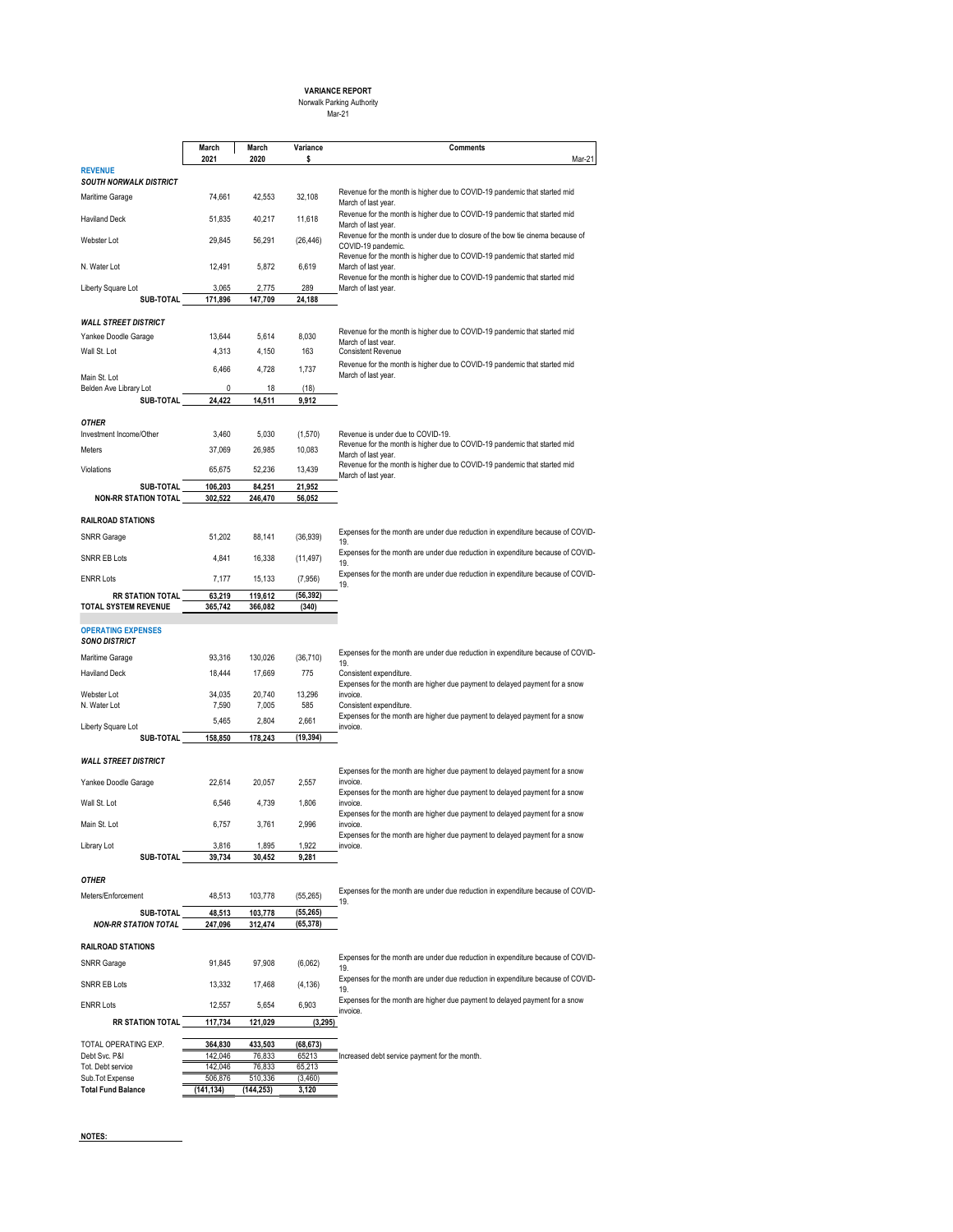**VARIANCE REPORT**

Norwalk Parking Authority

Mar-21

| | March 2021 | March 2020 | Variance $ | Comments Mar-21 |
|---|---|---|---|---|
| **REVENUE** | | | | |
| ***SOUTH NORWALK DISTRICT*** | | | | |
| Maritime Garage | 74,661 | 42,553 | 32,108 | Revenue for the month is higher due to COVID-19 pandemic that started mid March of last year. |
| Haviland Deck | 51,835 | 40,217 | 11,618 | Revenue for the month is higher due to COVID-19 pandemic that started mid March of last year. |
| Webster Lot | 29,845 | 56,291 | (26,446) | Revenue for the month is under due to closure of the bow tie cinema because of COVID-19 pandemic. |
| N. Water Lot | 12,491 | 5,872 | 6,619 | Revenue for the month is higher due to COVID-19 pandemic that started mid March of last year. |
| Liberty Square Lot | 3,065 | 2,775 | 289 | Revenue for the month is higher due to COVID-19 pandemic that started mid March of last year. |
| **SUB-TOTAL** | **171,896** | **147,709** | **24,188** | |
| ***WALL STREET DISTRICT*** | | | | |
| Yankee Doodle Garage | 13,644 | 5,614 | 8,030 | Revenue for the month is higher due to COVID-19 pandemic that started mid March of last year. |
| Wall St. Lot | 4,313 | 4,150 | 163 | Consistent Revenue |
| Main St. Lot | 6,466 | 4,728 | 1,737 | Revenue for the month is higher due to COVID-19 pandemic that started mid March of last year. |
| Belden Ave Library Lot | 0 | 18 | (18) | |
| **SUB-TOTAL** | **24,422** | **14,511** | **9,912** | |
| ***OTHER*** | | | | |
| Investment Income/Other | 3,460 | 5,030 | (1,570) | Revenue is under due to COVID-19. |
| Meters | 37,069 | 26,985 | 10,083 | Revenue for the month is higher due to COVID-19 pandemic that started mid March of last year. |
| Violations | 65,675 | 52,236 | 13,439 | Revenue for the month is higher due to COVID-19 pandemic that started mid March of last year. |
| **SUB-TOTAL** | **106,203** | **84,251** | **21,952** | |
| **NON-RR STATION TOTAL** | **302,522** | **246,470** | **56,052** | |
| **RAILROAD STATIONS** | | | | |
| SNRR Garage | 51,202 | 88,141 | (36,939) | Expenses for the month are under due reduction in expenditure because of COVID-19. |
| SNRR EB Lots | 4,841 | 16,338 | (11,497) | Expenses for the month are under due reduction in expenditure because of COVID-19. |
| ENRR Lots | 7,177 | 15,133 | (7,956) | Expenses for the month are under due reduction in expenditure because of COVID-19. |
| **RR STATION TOTAL** | **63,219** | **119,612** | **(56,392)** | |
| **TOTAL SYSTEM REVENUE** | **365,742** | **366,082** | **(340)** | |
| **OPERATING EXPENSES** | | | | |
| ***SONO DISTRICT*** | | | | |
| Maritime Garage | 93,316 | 130,026 | (36,710) | Expenses for the month are under due reduction in expenditure because of COVID-19. |
| Haviland Deck | 18,444 | 17,669 | 775 | Consistent expenditure. |
| Webster Lot | 34,035 | 20,740 | 13,296 | Expenses for the month are higher due payment to delayed payment for a snow invoice. |
| N. Water Lot | 7,590 | 7,005 | 585 | Consistent expenditure. |
| Liberty Square Lot | 5,465 | 2,804 | 2,661 | Expenses for the month are higher due payment to delayed payment for a snow invoice. |
| **SUB-TOTAL** | **158,850** | **178,243** | **(19,394)** | |
| ***WALL STREET DISTRICT*** | | | | |
| Yankee Doodle Garage | 22,614 | 20,057 | 2,557 | Expenses for the month are higher due payment to delayed payment for a snow invoice. |
| Wall St. Lot | 6,546 | 4,739 | 1,806 | Expenses for the month are higher due payment to delayed payment for a snow invoice. |
| Main St. Lot | 6,757 | 3,761 | 2,996 | Expenses for the month are higher due payment to delayed payment for a snow invoice. |
| Library Lot | 3,816 | 1,895 | 1,922 | Expenses for the month are higher due payment to delayed payment for a snow invoice. |
| **SUB-TOTAL** | **39,734** | **30,452** | **9,281** | |
| ***OTHER*** | | | | |
| Meters/Enforcement | 48,513 | 103,778 | (55,265) | Expenses for the month are under due reduction in expenditure because of COVID-19. |
| **SUB-TOTAL** | **48,513** | **103,778** | **(55,265)** | |
| ***NON-RR STATION TOTAL*** | **247,096** | **312,474** | **(65,378)** | |
| **RAILROAD STATIONS** | | | | |
| SNRR Garage | 91,845 | 97,908 | (6,062) | Expenses for the month are under due reduction in expenditure because of COVID-19. |
| SNRR EB Lots | 13,332 | 17,468 | (4,136) | Expenses for the month are under due reduction in expenditure because of COVID-19. |
| ENRR Lots | 12,557 | 5,654 | 6,903 | Expenses for the month are higher due payment to delayed payment for a snow invoice. |
| **RR STATION TOTAL** | **117,734** | **121,029** | **(3,295)** | |
| TOTAL OPERATING EXP. | **364,830** | **433,503** | **(68,673)** | |
| Debt Svc. P&I | 142,046 | 76,833 | 65213 | Increased debt service payment for the month. |
| Tot. Debt service | 142,046 | 76,833 | 65,213 | |
| Sub.Tot Expense | 506,876 | 510,336 | (3,460) | |
| **Total Fund Balance** | **(141,134)** | **(144,253)** | **3,120** | |

**NOTES:**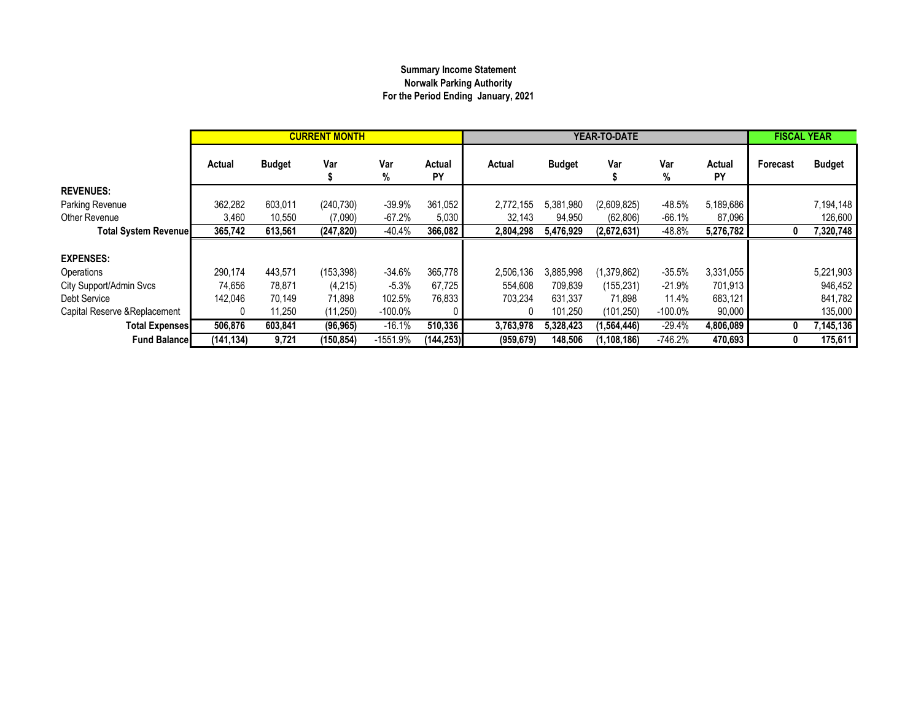**Summary Income Statement**
**Norwalk Parking Authority**
**For the Period Ending January, 2021**

| | CURRENT MONTH | | | | | YEAR-TO-DATE | | | | | FISCAL YEAR | |
|---|---|---|---|---|---|---|---|---|---|---|---|---|
| | Actual | Budget | Var $ | Var % | Actual PY | Actual | Budget | Var $ | Var % | Actual PY | Forecast | Budget |
| **REVENUES:** | | | | | | | | | | | | |
| Parking Revenue | 362,282 | 603,011 | (240,730) | -39.9% | 361,052 | 2,772,155 | 5,381,980 | (2,609,825) | -48.5% | 5,189,686 | | 7,194,148 |
| Other Revenue | 3,460 | 10,550 | (7,090) | -67.2% | 5,030 | 32,143 | 94,950 | (62,806) | -66.1% | 87,096 | | 126,600 |
| **Total System Revenue** | **365,742** | **613,561** | **(247,820)** | -40.4% | **366,082** | **2,804,298** | **5,476,929** | **(2,672,631)** | -48.8% | **5,276,782** | **0** | **7,320,748** |
| **EXPENSES:** | | | | | | | | | | | | |
| Operations | 290,174 | 443,571 | (153,398) | -34.6% | 365,778 | 2,506,136 | 3,885,998 | (1,379,862) | -35.5% | 3,331,055 | | 5,221,903 |
| City Support/Admin Svcs | 74,656 | 78,871 | (4,215) | -5.3% | 67,725 | 554,608 | 709,839 | (155,231) | -21.9% | 701,913 | | 946,452 |
| Debt Service | 142,046 | 70,149 | 71,898 | 102.5% | 76,833 | 703,234 | 631,337 | 71,898 | 11.4% | 683,121 | | 841,782 |
| Capital Reserve &Replacement | 0 | 11,250 | (11,250) | -100.0% | 0 | 0 | 101,250 | (101,250) | -100.0% | 90,000 | | 135,000 |
| **Total Expenses** | **506,876** | **603,841** | **(96,965)** | -16.1% | **510,336** | **3,763,978** | **5,328,423** | **(1,564,446)** | -29.4% | **4,806,089** | **0** | **7,145,136** |
| **Fund Balance** | **(141,134)** | **9,721** | **(150,854)** | -1551.9% | **(144,253)** | **(959,679)** | **148,506** | **(1,108,186)** | -746.2% | **470,693** | **0** | **175,611** |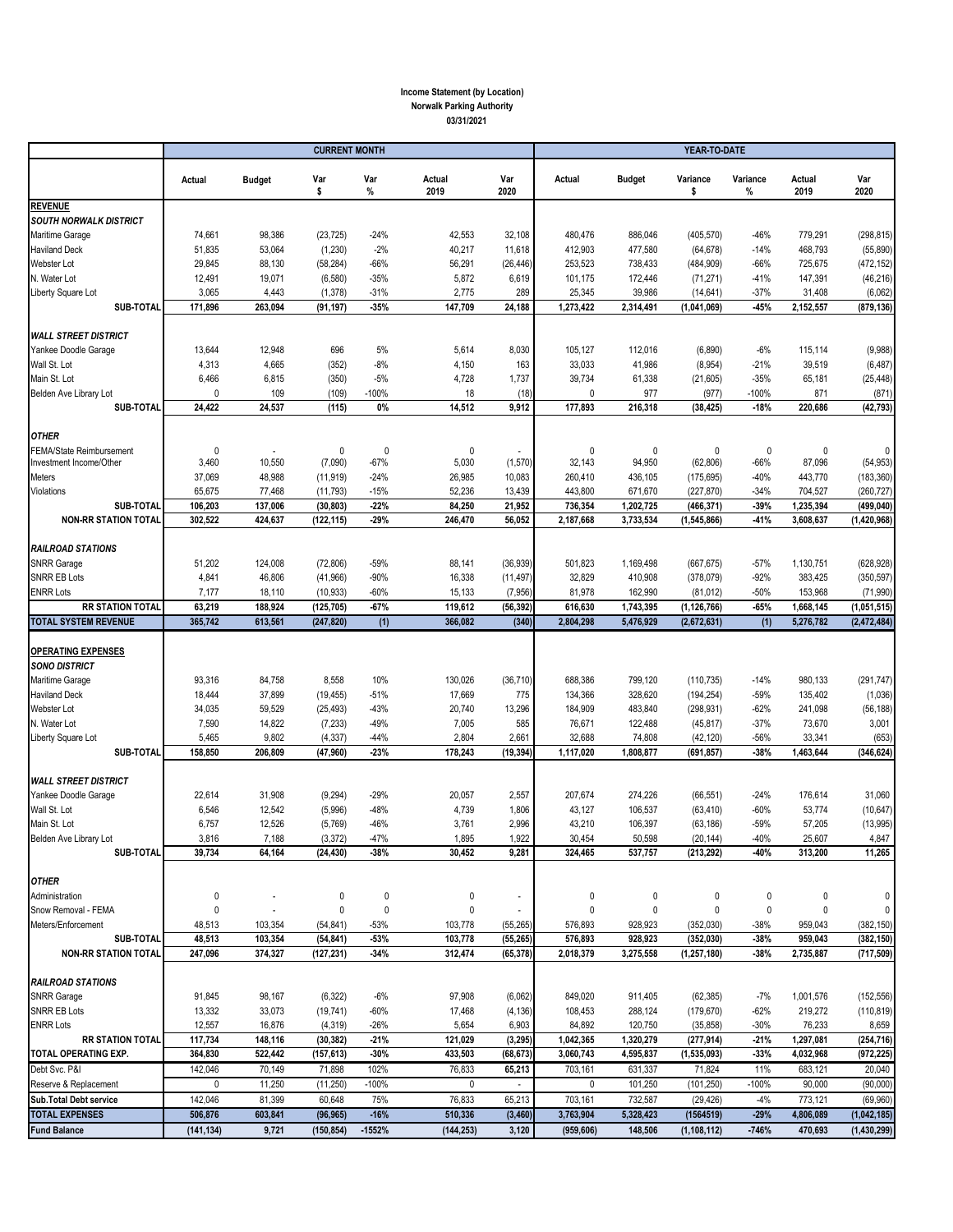**Income Statement (by Location)**
**Norwalk Parking Authority**
**03/31/2021**

| | CURRENT MONTH | | | | | | YEAR-TO-DATE | | | | | |
|---|---|---|---|---|---|---|---|---|---|---|---|---|
| | Actual | Budget | Var $ | Var % | Actual 2019 | Var 2020 | Actual | Budget | Variance $ | Variance % | Actual 2019 | Var 2020 |
| **REVENUE** | | | | | | | | | | | | |
| ***SOUTH NORWALK DISTRICT*** | | | | | | | | | | | | |
| Maritime Garage | 74,661 | 98,386 | (23,725) | -24% | 42,553 | 32,108 | 480,476 | 886,046 | (405,570) | -46% | 779,291 | (298,815) |
| Haviland Deck | 51,835 | 53,064 | (1,230) | -2% | 40,217 | 11,618 | 412,903 | 477,580 | (64,678) | -14% | 468,793 | (55,890) |
| Webster Lot | 29,845 | 88,130 | (58,284) | -66% | 56,291 | (26,446) | 253,523 | 738,433 | (484,909) | -66% | 725,675 | (472,152) |
| N. Water Lot | 12,491 | 19,071 | (6,580) | -35% | 5,872 | 6,619 | 101,175 | 172,446 | (71,271) | -41% | 147,391 | (46,216) |
| Liberty Square Lot | 3,065 | 4,443 | (1,378) | -31% | 2,775 | 289 | 25,345 | 39,986 | (14,641) | -37% | 31,408 | (6,062) |
| **SUB-TOTAL** | **171,896** | **263,094** | **(91,197)** | **-35%** | **147,709** | **24,188** | **1,273,422** | **2,314,491** | **(1,041,069)** | **-45%** | **2,152,557** | **(879,136)** |
| ***WALL STREET DISTRICT*** | | | | | | | | | | | | |
| Yankee Doodle Garage | 13,644 | 12,948 | 696 | 5% | 5,614 | 8,030 | 105,127 | 112,016 | (6,890) | -6% | 115,114 | (9,988) |
| Wall St. Lot | 4,313 | 4,665 | (352) | -8% | 4,150 | 163 | 33,033 | 41,986 | (8,954) | -21% | 39,519 | (6,487) |
| Main St. Lot | 6,466 | 6,815 | (350) | -5% | 4,728 | 1,737 | 39,734 | 61,338 | (21,605) | -35% | 65,181 | (25,448) |
| Belden Ave Library Lot | 0 | 109 | (109) | -100% | 18 | (18) | 0 | 977 | (977) | -100% | 871 | (871) |
| **SUB-TOTAL** | **24,422** | **24,537** | **(115)** | **0%** | **14,512** | **9,912** | **177,893** | **216,318** | **(38,425)** | **-18%** | **220,686** | **(42,793)** |
| ***OTHER*** | | | | | | | | | | | | |
| FEMA/State Reimbursement | 0 | - | 0 | 0 | 0 | - | 0 | 0 | 0 | 0 | 0 | 0 |
| Investment Income/Other | 3,460 | 10,550 | (7,090) | -67% | 5,030 | (1,570) | 32,143 | 94,950 | (62,806) | -66% | 87,096 | (54,953) |
| Meters | 37,069 | 48,988 | (11,919) | -24% | 26,985 | 10,083 | 260,410 | 436,105 | (175,695) | -40% | 443,770 | (183,360) |
| Violations | 65,675 | 77,468 | (11,793) | -15% | 52,236 | 13,439 | 443,800 | 671,670 | (227,870) | -34% | 704,527 | (260,727) |
| **SUB-TOTAL** | **106,203** | **137,006** | **(30,803)** | **-22%** | **84,250** | **21,952** | **736,354** | **1,202,725** | **(466,371)** | **-39%** | **1,235,394** | **(499,040)** |
| **NON-RR STATION TOTAL** | **302,522** | **424,637** | **(122,115)** | **-29%** | **246,470** | **56,052** | **2,187,668** | **3,733,534** | **(1,545,866)** | **-41%** | **3,608,637** | **(1,420,968)** |
| ***RAILROAD STATIONS*** | | | | | | | | | | | | |
| SNRR Garage | 51,202 | 124,008 | (72,806) | -59% | 88,141 | (36,939) | 501,823 | 1,169,498 | (667,675) | -57% | 1,130,751 | (628,928) |
| SNRR EB Lots | 4,841 | 46,806 | (41,966) | -90% | 16,338 | (11,497) | 32,829 | 410,908 | (378,079) | -92% | 383,425 | (350,597) |
| ENRR Lots | 7,177 | 18,110 | (10,933) | -60% | 15,133 | (7,956) | 81,978 | 162,990 | (81,012) | -50% | 153,968 | (71,990) |
| **RR STATION TOTAL** | **63,219** | **188,924** | **(125,705)** | **-67%** | **119,612** | **(56,392)** | **616,630** | **1,743,395** | **(1,126,766)** | **-65%** | **1,668,145** | **(1,051,515)** |
| **TOTAL SYSTEM REVENUE** | **365,742** | **613,561** | **(247,820)** | **(1)** | **366,082** | **(340)** | **2,804,298** | **5,476,929** | **(2,672,631)** | **(1)** | **5,276,782** | **(2,472,484)** |
| **OPERATING EXPENSES** | | | | | | | | | | | | |
| ***SONO DISTRICT*** | | | | | | | | | | | | |
| Maritime Garage | 93,316 | 84,758 | 8,558 | 10% | 130,026 | (36,710) | 688,386 | 799,120 | (110,735) | -14% | 980,133 | (291,747) |
| Haviland Deck | 18,444 | 37,899 | (19,455) | -51% | 17,669 | 775 | 134,366 | 328,620 | (194,254) | -59% | 135,402 | (1,036) |
| Webster Lot | 34,035 | 59,529 | (25,493) | -43% | 20,740 | 13,296 | 184,909 | 483,840 | (298,931) | -62% | 241,098 | (56,188) |
| N. Water Lot | 7,590 | 14,822 | (7,233) | -49% | 7,005 | 585 | 76,671 | 122,488 | (45,817) | -37% | 73,670 | 3,001 |
| Liberty Square Lot | 5,465 | 9,802 | (4,337) | -44% | 2,804 | 2,661 | 32,688 | 74,808 | (42,120) | -56% | 33,341 | (653) |
| **SUB-TOTAL** | **158,850** | **206,809** | **(47,960)** | **-23%** | **178,243** | **(19,394)** | **1,117,020** | **1,808,877** | **(691,857)** | **-38%** | **1,463,644** | **(346,624)** |
| ***WALL STREET DISTRICT*** | | | | | | | | | | | | |
| Yankee Doodle Garage | 22,614 | 31,908 | (9,294) | -29% | 20,057 | 2,557 | 207,674 | 274,226 | (66,551) | -24% | 176,614 | 31,060 |
| Wall St. Lot | 6,546 | 12,542 | (5,996) | -48% | 4,739 | 1,806 | 43,127 | 106,537 | (63,410) | -60% | 53,774 | (10,647) |
| Main St. Lot | 6,757 | 12,526 | (5,769) | -46% | 3,761 | 2,996 | 43,210 | 106,397 | (63,186) | -59% | 57,205 | (13,995) |
| Belden Ave Library Lot | 3,816 | 7,188 | (3,372) | -47% | 1,895 | 1,922 | 30,454 | 50,598 | (20,144) | -40% | 25,607 | 4,847 |
| **SUB-TOTAL** | **39,734** | **64,164** | **(24,430)** | **-38%** | **30,452** | **9,281** | **324,465** | **537,757** | **(213,292)** | **-40%** | **313,200** | **11,265** |
| ***OTHER*** | | | | | | | | | | | | |
| Administration | 0 | - | 0 | 0 | 0 | - | 0 | 0 | 0 | 0 | 0 | 0 |
| Snow Removal - FEMA | 0 | - | 0 | 0 | 0 | - | 0 | 0 | 0 | 0 | 0 | 0 |
| Meters/Enforcement | 48,513 | 103,354 | (54,841) | -53% | 103,778 | (55,265) | 576,893 | 928,923 | (352,030) | -38% | 959,043 | (382,150) |
| **SUB-TOTAL** | **48,513** | **103,354** | **(54,841)** | **-53%** | **103,778** | **(55,265)** | **576,893** | **928,923** | **(352,030)** | **-38%** | **959,043** | **(382,150)** |
| **NON-RR STATION TOTAL** | **247,096** | **374,327** | **(127,231)** | **-34%** | **312,474** | **(65,378)** | **2,018,379** | **3,275,558** | **(1,257,180)** | **-38%** | **2,735,887** | **(717,509)** |
| ***RAILROAD STATIONS*** | | | | | | | | | | | | |
| SNRR Garage | 91,845 | 98,167 | (6,322) | -6% | 97,908 | (6,062) | 849,020 | 911,405 | (62,385) | -7% | 1,001,576 | (152,556) |
| SNRR EB Lots | 13,332 | 33,073 | (19,741) | -60% | 17,468 | (4,136) | 108,453 | 288,124 | (179,670) | -62% | 219,272 | (110,819) |
| ENRR Lots | 12,557 | 16,876 | (4,319) | -26% | 5,654 | 6,903 | 84,892 | 120,750 | (35,858) | -30% | 76,233 | 8,659 |
| **RR STATION TOTAL** | **117,734** | **148,116** | **(30,382)** | **-21%** | **121,029** | **(3,295)** | **1,042,365** | **1,320,279** | **(277,914)** | **-21%** | **1,297,081** | **(254,716)** |
| **TOTAL OPERATING EXP.** | **364,830** | **522,442** | **(157,613)** | **-30%** | **433,503** | **(68,673)** | **3,060,743** | **4,595,837** | **(1,535,093)** | **-33%** | **4,032,968** | **(972,225)** |
| Debt Svc. P&I | 142,046 | 70,149 | 71,898 | 102% | 76,833 | **65,213** | 703,161 | 631,337 | 71,824 | 11% | 683,121 | 20,040 |
| Reserve & Replacement | 0 | 11,250 | (11,250) | -100% | 0 | - | 0 | 101,250 | (101,250) | -100% | 90,000 | (90,000) |
| **Sub.Total Debt service** | **142,046** | **81,399** | **60,648** | **75%** | **76,833** | **65,213** | **703,161** | **732,587** | **(29,426)** | **-4%** | **773,121** | **(69,960)** |
| **TOTAL EXPENSES** | **506,876** | **603,841** | **(96,965)** | **-16%** | **510,336** | **(3,460)** | **3,763,904** | **5,328,423** | **(1564519)** | **-29%** | **4,806,089** | **(1,042,185)** |
| **Fund Balance** | **(141,134)** | **9,721** | **(150,854)** | **-1552%** | **(144,253)** | **3,120** | **(959,606)** | **148,506** | **(1,108,112)** | **-746%** | **470,693** | **(1,430,299)** |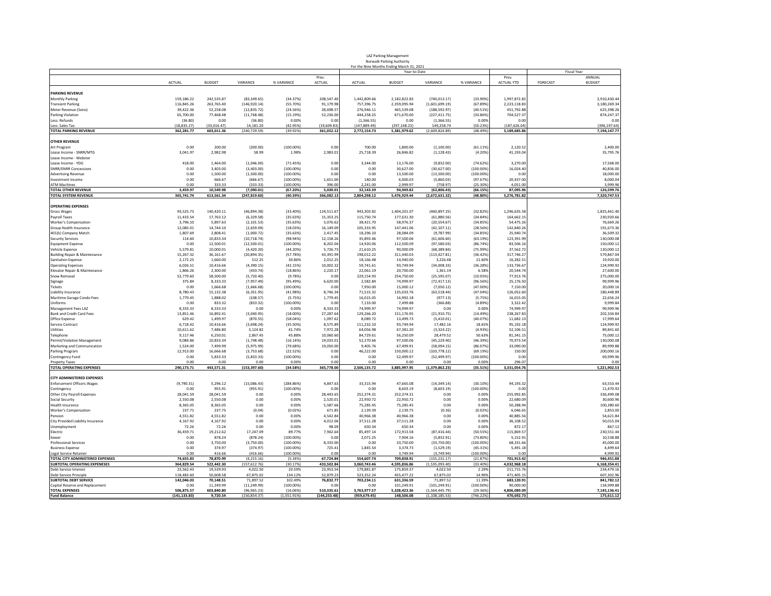LAZ Parking Management
Norwalk Parking Authority
For the Nine Months Ending March 31, 2021

| | ACTUAL | BUDGET | VARIANCE | % VARIANCE | Prev. ACTUAL | Year-to-Date ACTUAL | BUDGET | VARIANCE | % VARIANCE | Prev. ACTUAL YTD | Fiscal Year FORECAST | ANNUAL BUDGET |
|---|---|---|---|---|---|---|---|---|---|---|---|---|
| **PARKING REVENUE** | | | | | | | | | | | | |
| Monthly Parking | 159,186.22 | 242,535.87 | (83,349.65) | (34.37%) | 208,547.40 | 1,442,809.66 | 2,182,822.83 | (740,013.17) | (33.90%) | 1,997,872.82 | | 2,910,430.44 |
| Transient Parking | 116,845.26 | 263,765.40 | (146,920.14) | (55.70%) | 91,179.98 | 757,396.75 | 2,359,095.94 | (1,601,699.19) | (67.89%) | 2,223,118.83 | | 3,180,269.34 |
| Meter Revenue (Sono) | 39,422.36 | 52,258.08 | (12,835.72) | (24.56%) | 28,698.57 | 276,946.11 | 465,539.08 | (188,592.97) | (40.51%) | 451,792.88 | | 625,398.26 |
| Parking Violation | 65,700.00 | 77,468.48 | (11,768.48) | (15.19%) | 52,236.00 | 444,258.25 | 671,670.00 | (227,411.75) | (33.86%) | 704,527.37 | | 874,247.37 |
| Less: Refunds | (36.80) | 0.00 | (36.80) | 0.00% | 0.00 | (1,366.55) | 0.00 | (1,366.55) | 0.00% | 0.00 | | 0.00 |
| Less: Sales Tax | (18,835.27) | (33,016.47) | 14,181.20 | (42.95%) | (19,609.83) | (147,889.49) | (297,148.23) | 149,258.74 | (50.23%) | (187,626.04) | | (396,197.64) |
| **TOTAL PARKING REVENUE** | 362,281.77 | 603,011.36 | (240,729.59) | (39.92%) | 361,052.12 | 2,772,154.73 | 5,381,979.62 | (2,609,824.89) | (48.49%) | 5,189,685.86 | | 7,194,147.77 |
| **OTHER REVENUE** | | | | | | | | | | | | |
| Art Program | 0.00 | 200.00 | (200.00) | (100.00%) | 0.00 | 700.00 | 1,800.00 | (1,100.00) | (61.11%) | 2,120.52 | | 2,400.00 |
| Lease Income - SNRR/MTG | 3,041.97 | 2,982.98 | 58.99 | 1.98% | 2,983.01 | 25,718.39 | 26,846.82 | (1,128.43) | (4.20%) | 41,193.04 | | 35,795.76 |
| Lease Income - Webster | | | | | | | | | | | | |
| Lease Income - YDG | 418.00 | 1,464.00 | (1,046.00) | (71.45%) | 0.00 | 3,344.00 | 13,176.00 | (9,832.00) | (74.62%) | 3,270.00 | | 17,568.00 |
| SNRR/ENRR Concessions | 0.00 | 3,403.00 | (3,403.00) | (100.00%) | 0.00 | 0.00 | 30,627.00 | (30,627.00) | (100.00%) | 16,024.40 | | 40,836.00 |
| Advertising Revenue | 0.00 | 1,500.00 | (1,500.00) | (100.00%) | 0.00 | 0.00 | 13,500.00 | (13,500.00) | (100.00%) | 0.00 | | 18,000.00 |
| Investment Income | 0.00 | 666.67 | (666.67) | (100.00%) | 1,651.00 | 140.00 | 6,000.03 | (5,860.03) | (97.67%) | 20,437.00 | | 8,000.04 |
| ATM Machines | 0.00 | 333.33 | (333.33) | (100.00%) | 396.00 | 2,241.00 | 2,999.97 | (758.97) | (25.30%) | 4,051.00 | | 3,999.96 |
| **TOTAL OTHER REVENUE** | 3,459.97 | 10,549.98 | (7,090.01) | (67.20%) | 5,030.01 | 32,143.39 | 94,949.82 | (62,806.43) | (66.15%) | 87,095.96 | | 126,599.76 |
| **TOTAL SYSTEM REVENUE** | 365,741.74 | 613,561.34 | (247,819.60) | (40.39%) | 366,082.13 | 2,804,298.12 | 5,476,929.44 | (2,672,631.32) | (48.80%) | 5,276,781.82 | | 7,320,747.53 |
| **OPERATING EXPENSES** | | | | | | | | | | | | |
| Gross Wages | 93,525.73 | 140,420.11 | (46,894.38) | (33.40%) | 124,511.67 | 943,303.82 | 1,404,201.07 | (460,897.25) | (32.82%) | 1,296,635.58 | | 1,825,461.40 |
| Payroll Taxes | 11,433.54 | 17,763.12 | (6,329.58) | (35.63%) | 15,353.25 | 115,750.74 | 177,631.30 | (61,880.56) | (34.84%) | 164,662.15 | | 230,920.66 |
| Worker's Compensation | 3,796.10 | 5,897.63 | (2,101.53) | (35.63%) | 5,076.62 | 38,421.70 | 58,976.37 | (20,554.67) | (34.85%) | 54,475.26 | | 76,669.26 |
| Group Health Insurance | 12,085.01 | 14,744.10 | (2,659.09) | (18.03%) | 16,149.09 | 105,333.95 | 147,441.06 | (42,107.11) | (28.56%) | 142,840.26 | | 191,673.36 |
| 401(k) Company Match | 1,807.69 | 2,808.41 | (1,000.72) | (35.63%) | 2,417.45 | 18,296.10 | 28,084.09 | (9,787.99) | (34.85%) | 25,940.74 | | 36,509.32 |
| Security Services | 114.60 | 10,833.34 | (10,718.74) | (98.94%) | 12,158.26 | 35,893.46 | 97,500.06 | (61,606.60) | (63.19%) | 123,391.99 | | 130,000.08 |
| Equipment Expense | 0.00 | 12,500.01 | (12,500.01) | (100.00%) | 8,202.04 | 14,920.06 | 112,500.09 | (97,580.03) | (86.74%) | 83,506.16 | | 150,000.12 |
| Vehicle Expense | 5,579.81 | 10,000.01 | (4,420.20) | (44.20%) | 5,726.73 | 21,610.25 | 90,000.09 | (68,389.84) | (75.99%) | 37,562.72 | | 120,000.12 |
| Building Repair & Maintenance | 15,267.32 | 36,161.67 | (20,894.35) | (57.78%) | 43,391.99 | 198,012.22 | 311,440.03 | (113,427.81) | (36.42%) | 317,746.27 | | 579,867.04 |
| Sanitation Expense | 2,172.25 | 1,660.00 | 512.25 | 30.86% | 2,012.25 | 18,166.48 | 14,940.00 | 3,226.48 | 21.60% | 16,282.51 | | 19,920.00 |
| Operating Expenses | 6,026.51 | 10,416.66 | (4,390.15) | (42.15%) | 10,002.32 | 59,741.61 | 93,749.94 | (34,008.33) | (36.28%) | 133,736.67 | | 124,999.92 |
| Elevator Repair & Maintenance | 1,866.26 | 2,300.00 | (433.74) | (18.86%) | 2,220.17 | 22,061.19 | 20,700.00 | 1,361.19 | 6.58% | 20,544.74 | | 27,600.00 |
| Snow Removal | 52,779.60 | 58,500.00 | (5,720.40) | (9.78%) | 0.00 | 229,154.93 | 254,750.00 | (25,595.07) | (10.05%) | 77,913.76 | | 275,000.00 |
| Signage | 375.84 | 8,333.33 | (7,957.49) | (95.49%) | 6,620.00 | 2,582.84 | 74,999.97 | (72,417.13) | (96.56%) | 25,176.50 | | 99,999.96 |
| Tickets | 0.00 | 1,666.68 | (1,666.68) | (100.00%) | 0.00 | 7,950.00 | 15,000.12 | (7,050.12) | (47.00%) | 7,150.00 | | 20,000.16 |
| Liability Insurance | 8,780.43 | 15,132.38 | (6,351.95) | (41.98%) | 8,746.34 | 71,515.32 | 135,033.76 | (63,518.44) | (47.04%) | 126,052.60 | | 180,448.89 |
| Maritime Garage Condo Fees | 1,779.45 | 1,888.02 | (108.57) | (5.75%) | 1,779.45 | 16,015.05 | 16,992.18 | (977.13) | (5.75%) | 16,015.05 | | 22,656.24 |
| Uniforms | 0.00 | 833.32 | (833.32) | (100.00%) | 0.00 | 7,133.00 | 7,499.88 | (366.88) | (4.89%) | 3,322.42 | | 9,999.84 |
| Management Fees LAZ | 8,333.33 | 8,333.33 | 0.00 | 0.00% | 8,333.33 | 74,999.97 | 74,999.97 | 0.00 | 0.00% | 74,999.97 | | 99,999.96 |
| Bank and Credit Card Fees | 13,851.46 | 16,892.41 | (3,040.95) | (18.00%) | 27,287.64 | 129,266.20 | 151,176.95 | (21,910.75) | (14.49%) | 238,267.83 | | 202,334.84 |
| Office Expense | 629.42 | 1,499.97 | (870.55) | (58.04%) | 1,097.62 | 8,089.72 | 13,499.73 | (5,410.01) | (40.07%) | 11,682.13 | | 17,999.64 |
| Service Contract | 6,718.42 | 10,416.66 | (3,698.24) | (35.50%) | 8,575.89 | 111,232.10 | 93,749.94 | 17,482.16 | 18.65% | 95,192.18 | | 124,999.92 |
| Utilities | 10,611.62 | 7,486.80 | 3,124.82 | 41.74% | 7,972.28 | 64,056.98 | 67,381.20 | (3,324.22) | (4.93%) | 52,106.51 | | 89,841.60 |
| Telephone | 9,117.46 | 6,250.01 | 2,867.45 | 45.88% | 10,060.60 | 84,729.61 | 56,250.09 | 28,479.52 | 50.63% | 81,341.15 | | 75,000.12 |
| Permit/Violation Management | 9,084.86 | 10,833.34 | (1,748.48) | (16.14%) | 19,033.01 | 52,270.66 | 97,500.06 | (45,229.40) | (46.39%) | 70,973.54 | | 130,000.08 |
| Marketing and Communication | 1,524.00 | 7,499.99 | (5,975.99) | (79.68%) | 19,050.00 | 9,405.76 | 67,499.91 | (58,094.15) | (86.07%) | 33,090.00 | | 89,999.88 |
| Parking Program | 12,913.00 | 16,666.68 | (3,753.68) | (22.52%) | 0.00 | 46,222.00 | 150,000.12 | (103,778.12) | (69.19%) | 150.00 | | 200,000.16 |
| Contingency Fund | 0.00 | 5,833.33 | (5,833.33) | (100.00%) | 0.00 | 0.00 | 52,499.97 | (52,499.97) | (100.00%) | 0.00 | | 69,999.96 |
| Property Taxes | 0.00 | 0.00 | 0.00 | 0.00% | 0.00 | 0.00 | 0.00 | 0.00 | 0.00% | 296.07 | | 0.00 |
| **TOTAL OPERATING EXPENSES** | 290,173.71 | 443,571.31 | (153,397.60) | (34.58%) | 365,778.00 | 2,506,135.72 | 3,885,997.95 | (1,379,862.23) | (35.51%) | 3,331,054.76 | | 5,221,902.53 |
| **CITY ADMINISTERED EXPENSES** | | | | | | | | | | | | |
| Enforcement Officers Wages | (9,790.31) | 5,296.12 | (15,086.43) | (284.86%) | 4,847.63 | 33,315.94 | 47,665.08 | (14,349.14) | (30.10%) | 94,193.32 | | 63,553.44 |
| Contingency | 0.00 | 955.91 | (955.91) | (100.00%) | 0.00 | 0.00 | 8,603.19 | (8,603.19) | (100.00%) | 0.00 | | 11,470.92 |
| Other City Payroll Expenses | 28,041.59 | 28,041.59 | 0.00 | 0.00% | 28,443.65 | 252,374.31 | 252,374.31 | 0.00 | 0.00% | 255,992.85 | | 336,499.08 |
| Social Security | 2,550.08 | 2,550.08 | 0.00 | 0.00% | 2,520.01 | 22,950.72 | 22,950.72 | 0.00 | 0.00% | 22,680.09 | | 30,600.96 |
| Health Insurance | 8,365.05 | 8,365.05 | 0.00 | 0.00% | 5,587.66 | 75,285.45 | 75,285.45 | 0.00 | 0.00% | 50,288.94 | | 100,380.60 |
| Worker's Compensation | 237.71 | 237.75 | (0.04) | (0.02%) | 671.85 | 2,139.39 | 2,139.75 | (0.36) | (0.02%) | 6,046.65 | | 2,853.00 |
| Pension | 4,551.82 | 4,551.82 | 0.00 | 0.00% | 4,542.84 | 40,966.38 | 40,966.38 | 0.00 | 0.00% | 40,885.56 | | 54,621.84 |
| City Provided Liability Insurance | 4,167.92 | 4,167.92 | 0.00 | 0.00% | 4,012.06 | 37,511.28 | 37,511.28 | 0.00 | 0.00% | 36,108.52 | | 50,015.04 |
| Unemployment | 72.26 | 72.26 | 0.00 | 0.00% | 98.09 | 650.34 | 650.34 | 0.00 | 0.00% | 872.17 | | 867.12 |
| Electric | 36,459.71 | 19,212.62 | 17,247.09 | 89.77% | 7,942.64 | 85,497.14 | 172,913.58 | (87,416.44) | (50.55%) | 115,869.57 | | 230,551.44 |
| Sewer | 0.00 | 878.24 | (878.24) | (100.00%) | 0.00 | 2,071.25 | 7,904.16 | (5,832.91) | (73.80%) | 5,152.91 | | 10,538.88 |
| Professional Services | 0.00 | 3,750.00 | (3,750.00) | (100.00%) | 8,333.00 | 0.00 | 33,750.00 | (33,750.00) | (100.00%) | 68,331.66 | | 45,000.00 |
| Business Expense | 0.00 | 374.97 | (374.97) | (100.00%) | 725.41 | 1,845.54 | 3,374.73 | (1,529.19) | (45.31%) | 5,491.18 | | 4,499.64 |
| Legal Service Retainer | 0.00 | 416.66 | (416.66) | (100.00%) | 0.00 | 0.00 | 3,749.94 | (3,749.94) | (100.00%) | 0.00 | | 4,999.92 |
| **TOTAL CITY ADMINISTERED EXPENSES** | 74,655.83 | 78,870.99 | (4,215.16) | (5.34%) | 67,724.84 | 554,607.74 | 709,838.91 | (155,231.17) | (21.87%) | 701,913.42 | | 946,451.88 |
| **SUBTOTAL OPERATING EXPENSES** | 364,829.54 | 522,442.30 | (157,612.76) | (30.17%) | 433,502.84 | 3,060,743.46 | 4,595,836.86 | (1,535,093.40) | (33.40%) | 4,032,968.18 | | 6,168,354.41 |
| Debt Service Interest | 23,562.43 | 19,539.93 | 4,022.50 | 20.59% | 23,953.54 | 179,881.87 | 175,859.37 | 4,022.50 | 2.29% | 211,715.76 | | 234,479.16 |
| Debt Service Principle | 118,483.60 | 50,608.58 | 67,875.02 | 134.12% | 52,879.23 | 523,352.24 | 455,477.22 | 67,875.02 | 14.90% | 471,405.15 | | 607,302.96 |
| **SUBTOTAL DEBT SERVICE** | 142,046.03 | 70,148.51 | 71,897.52 | 102.49% | 76,832.77 | 703,234.11 | 631,336.59 | 71,897.52 | 11.39% | 683,120.91 | | 841,782.12 |
| Capital Reserve and Replacement | 0.00 | 11,249.99 | (11,249.99) | (100.00%) | 0.00 | 0.00 | 101,249.91 | (101,249.91) | (100.00%) | 90,000.00 | | 134,999.88 |
| **TOTAL EXPENSES** | 506,875.57 | 603,840.80 | (96,965.23) | (16.06%) | 510,335.61 | 3,763,977.57 | 5,328,423.36 | (1,564,445.79) | (29.36%) | 4,806,089.09 | | 7,145,136.41 |
| **Fund Balance** | (141,133.83) | 9,720.54 | (150,854.37) | (1,551.91%) | (144,253.48) | (959,679.45) | 148,506.08 | (1,108,185.53) | (746.22%) | 470,692.73 | | 175,611.12 |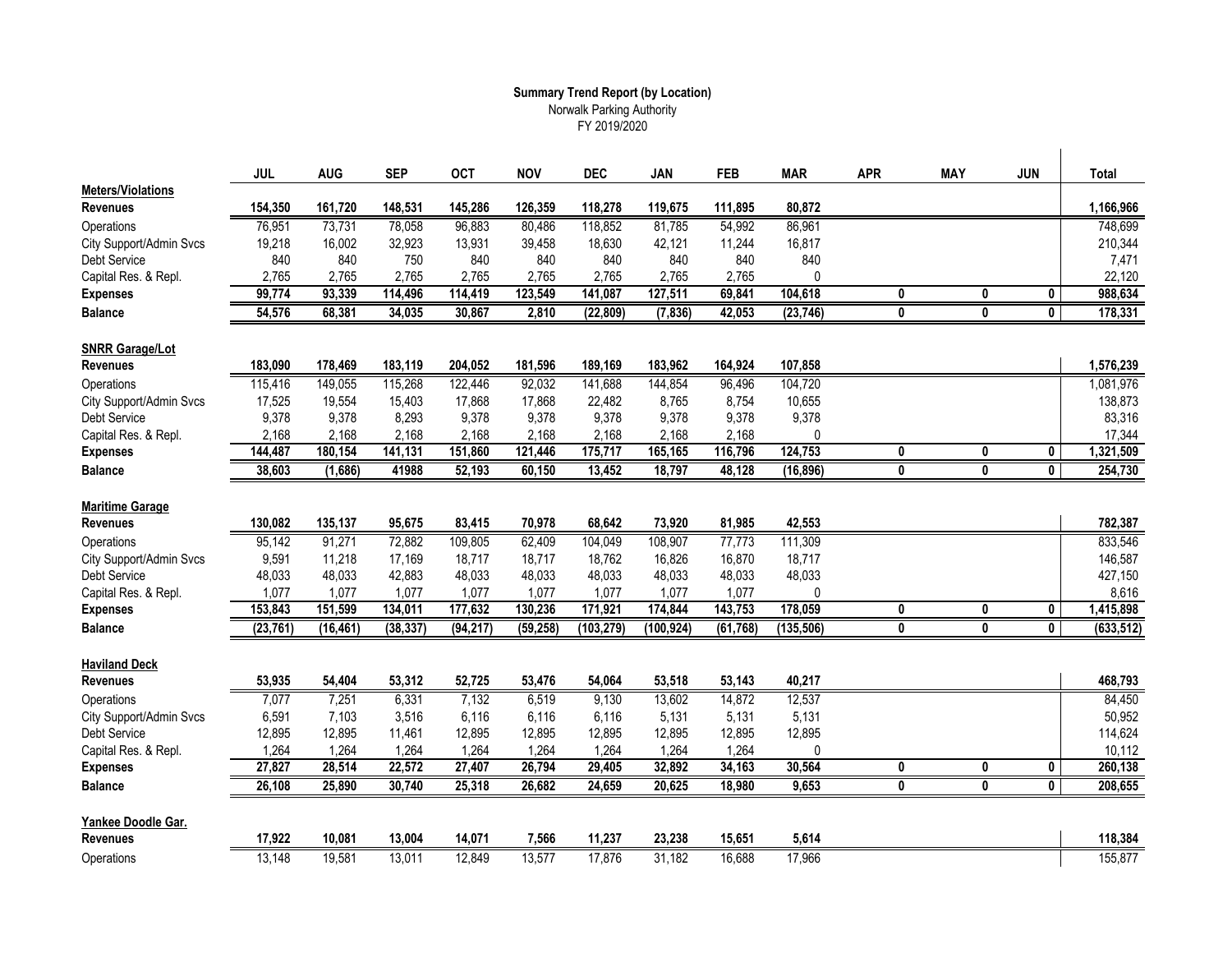**Summary Trend Report (by Location)**
Norwalk Parking Authority
FY 2019/2020

| | JUL | AUG | SEP | OCT | NOV | DEC | JAN | FEB | MAR | APR | MAY | JUN | Total |
|---|---|---|---|---|---|---|---|---|---|---|---|---|---|
| **Meters/Violations** | | | | | | | | | | | | | |
| **Revenues** | 154,350 | 161,720 | 148,531 | 145,286 | 126,359 | 118,278 | 119,675 | 111,895 | 80,872 | | | | 1,166,966 |
| Operations | 76,951 | 73,731 | 78,058 | 96,883 | 80,486 | 118,852 | 81,785 | 54,992 | 86,961 | | | | 748,699 |
| City Support/Admin Svcs | 19,218 | 16,002 | 32,923 | 13,931 | 39,458 | 18,630 | 42,121 | 11,244 | 16,817 | | | | 210,344 |
| Debt Service | 840 | 840 | 750 | 840 | 840 | 840 | 840 | 840 | 840 | | | | 7,471 |
| Capital Res. & Repl. | 2,765 | 2,765 | 2,765 | 2,765 | 2,765 | 2,765 | 2,765 | 2,765 | 0 | | | | 22,120 |
| **Expenses** | 99,774 | 93,339 | 114,496 | 114,419 | 123,549 | 141,087 | 127,511 | 69,841 | 104,618 | 0 | 0 | 0 | 988,634 |
| **Balance** | 54,576 | 68,381 | 34,035 | 30,867 | 2,810 | (22,809) | (7,836) | 42,053 | (23,746) | 0 | 0 | 0 | 178,331 |
| **SNRR Garage/Lot** | | | | | | | | | | | | | |
| **Revenues** | 183,090 | 178,469 | 183,119 | 204,052 | 181,596 | 189,169 | 183,962 | 164,924 | 107,858 | | | | 1,576,239 |
| Operations | 115,416 | 149,055 | 115,268 | 122,446 | 92,032 | 141,688 | 144,854 | 96,496 | 104,720 | | | | 1,081,976 |
| City Support/Admin Svcs | 17,525 | 19,554 | 15,403 | 17,868 | 17,868 | 22,482 | 8,765 | 8,754 | 10,655 | | | | 138,873 |
| Debt Service | 9,378 | 9,378 | 8,293 | 9,378 | 9,378 | 9,378 | 9,378 | 9,378 | 9,378 | | | | 83,316 |
| Capital Res. & Repl. | 2,168 | 2,168 | 2,168 | 2,168 | 2,168 | 2,168 | 2,168 | 2,168 | 0 | | | | 17,344 |
| **Expenses** | 144,487 | 180,154 | 141,131 | 151,860 | 121,446 | 175,717 | 165,165 | 116,796 | 124,753 | 0 | 0 | 0 | 1,321,509 |
| **Balance** | 38,603 | (1,686) | 41988 | 52,193 | 60,150 | 13,452 | 18,797 | 48,128 | (16,896) | 0 | 0 | 0 | 254,730 |
| **Maritime Garage** | | | | | | | | | | | | | |
| **Revenues** | 130,082 | 135,137 | 95,675 | 83,415 | 70,978 | 68,642 | 73,920 | 81,985 | 42,553 | | | | 782,387 |
| Operations | 95,142 | 91,271 | 72,882 | 109,805 | 62,409 | 104,049 | 108,907 | 77,773 | 111,309 | | | | 833,546 |
| City Support/Admin Svcs | 9,591 | 11,218 | 17,169 | 18,717 | 18,717 | 18,762 | 16,826 | 16,870 | 18,717 | | | | 146,587 |
| Debt Service | 48,033 | 48,033 | 42,883 | 48,033 | 48,033 | 48,033 | 48,033 | 48,033 | 48,033 | | | | 427,150 |
| Capital Res. & Repl. | 1,077 | 1,077 | 1,077 | 1,077 | 1,077 | 1,077 | 1,077 | 1,077 | 0 | | | | 8,616 |
| **Expenses** | 153,843 | 151,599 | 134,011 | 177,632 | 130,236 | 171,921 | 174,844 | 143,753 | 178,059 | 0 | 0 | 0 | 1,415,898 |
| **Balance** | (23,761) | (16,461) | (38,337) | (94,217) | (59,258) | (103,279) | (100,924) | (61,768) | (135,506) | 0 | 0 | 0 | (633,512) |
| **Haviland Deck** | | | | | | | | | | | | | |
| **Revenues** | 53,935 | 54,404 | 53,312 | 52,725 | 53,476 | 54,064 | 53,518 | 53,143 | 40,217 | | | | 468,793 |
| Operations | 7,077 | 7,251 | 6,331 | 7,132 | 6,519 | 9,130 | 13,602 | 14,872 | 12,537 | | | | 84,450 |
| City Support/Admin Svcs | 6,591 | 7,103 | 3,516 | 6,116 | 6,116 | 6,116 | 5,131 | 5,131 | 5,131 | | | | 50,952 |
| Debt Service | 12,895 | 12,895 | 11,461 | 12,895 | 12,895 | 12,895 | 12,895 | 12,895 | 12,895 | | | | 114,624 |
| Capital Res. & Repl. | 1,264 | 1,264 | 1,264 | 1,264 | 1,264 | 1,264 | 1,264 | 1,264 | 0 | | | | 10,112 |
| **Expenses** | 27,827 | 28,514 | 22,572 | 27,407 | 26,794 | 29,405 | 32,892 | 34,163 | 30,564 | 0 | 0 | 0 | 260,138 |
| **Balance** | 26,108 | 25,890 | 30,740 | 25,318 | 26,682 | 24,659 | 20,625 | 18,980 | 9,653 | 0 | 0 | 0 | 208,655 |
| **Yankee Doodle Gar.** | | | | | | | | | | | | | |
| **Revenues** | 17,922 | 10,081 | 13,004 | 14,071 | 7,566 | 11,237 | 23,238 | 15,651 | 5,614 | | | | 118,384 |
| Operations | 13,148 | 19,581 | 13,011 | 12,849 | 13,577 | 17,876 | 31,182 | 16,688 | 17,966 | | | | 155,877 |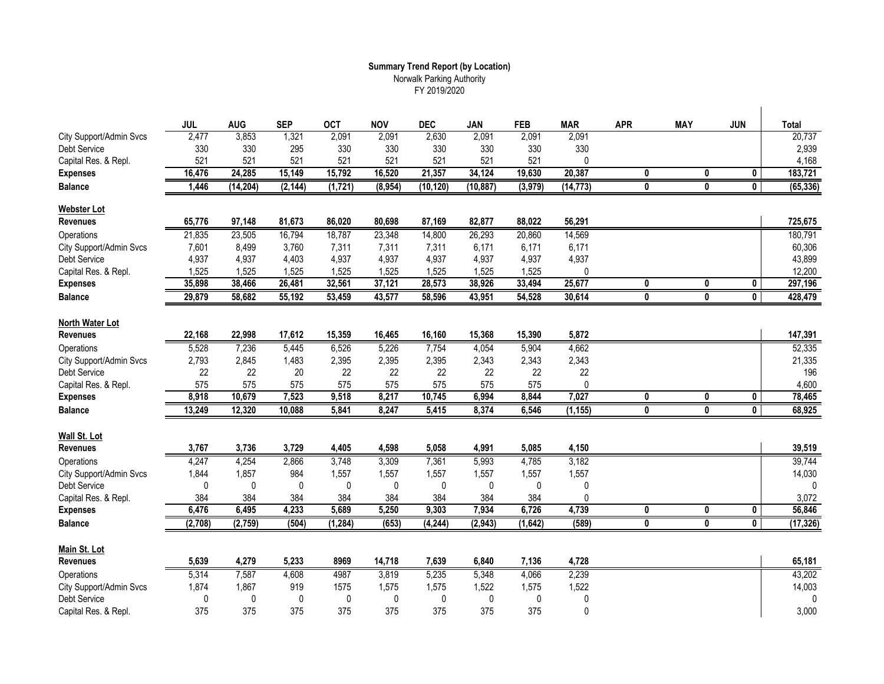**Summary Trend Report (by Location)**
Norwalk Parking Authority
FY 2019/2020

| | JUL | AUG | SEP | OCT | NOV | DEC | JAN | FEB | MAR | APR | MAY | JUN | Total |
|---|---|---|---|---|---|---|---|---|---|---|---|---|---|
| City Support/Admin Svcs | 2,477 | 3,853 | 1,321 | 2,091 | 2,091 | 2,630 | 2,091 | 2,091 | 2,091 | | | | 20,737 |
| Debt Service | 330 | 330 | 295 | 330 | 330 | 330 | 330 | 330 | 330 | | | | 2,939 |
| Capital Res. & Repl. | 521 | 521 | 521 | 521 | 521 | 521 | 521 | 521 | 0 | | | | 4,168 |
| **Expenses** | **16,476** | **24,285** | **15,149** | **15,792** | **16,520** | **21,357** | **34,124** | **19,630** | **20,387** | **0** | **0** | **0** | **183,721** |
| **Balance** | **1,446** | **(14,204)** | **(2,144)** | **(1,721)** | **(8,954)** | **(10,120)** | **(10,887)** | **(3,979)** | **(14,773)** | **0** | **0** | **0** | **(65,336)** |
| **Webster Lot** | | | | | | | | | | | | | |
| **Revenues** | **65,776** | **97,148** | **81,673** | **86,020** | **80,698** | **87,169** | **82,877** | **88,022** | **56,291** | | | | **725,675** |
| Operations | 21,835 | 23,505 | 16,794 | 18,787 | 23,348 | 14,800 | 26,293 | 20,860 | 14,569 | | | | 180,791 |
| City Support/Admin Svcs | 7,601 | 8,499 | 3,760 | 7,311 | 7,311 | 7,311 | 6,171 | 6,171 | 6,171 | | | | 60,306 |
| Debt Service | 4,937 | 4,937 | 4,403 | 4,937 | 4,937 | 4,937 | 4,937 | 4,937 | 4,937 | | | | 43,899 |
| Capital Res. & Repl. | 1,525 | 1,525 | 1,525 | 1,525 | 1,525 | 1,525 | 1,525 | 1,525 | 0 | | | | 12,200 |
| **Expenses** | **35,898** | **38,466** | **26,481** | **32,561** | **37,121** | **28,573** | **38,926** | **33,494** | **25,677** | **0** | **0** | **0** | **297,196** |
| **Balance** | **29,879** | **58,682** | **55,192** | **53,459** | **43,577** | **58,596** | **43,951** | **54,528** | **30,614** | **0** | **0** | **0** | **428,479** |
| **North Water Lot** | | | | | | | | | | | | | |
| **Revenues** | **22,168** | **22,998** | **17,612** | **15,359** | **16,465** | **16,160** | **15,368** | **15,390** | **5,872** | | | | **147,391** |
| Operations | 5,528 | 7,236 | 5,445 | 6,526 | 5,226 | 7,754 | 4,054 | 5,904 | 4,662 | | | | 52,335 |
| City Support/Admin Svcs | 2,793 | 2,845 | 1,483 | 2,395 | 2,395 | 2,395 | 2,343 | 2,343 | 2,343 | | | | 21,335 |
| Debt Service | 22 | 22 | 20 | 22 | 22 | 22 | 22 | 22 | 22 | | | | 196 |
| Capital Res. & Repl. | 575 | 575 | 575 | 575 | 575 | 575 | 575 | 575 | 0 | | | | 4,600 |
| **Expenses** | **8,918** | **10,679** | **7,523** | **9,518** | **8,217** | **10,745** | **6,994** | **8,844** | **7,027** | **0** | **0** | **0** | **78,465** |
| **Balance** | **13,249** | **12,320** | **10,088** | **5,841** | **8,247** | **5,415** | **8,374** | **6,546** | **(1,155)** | **0** | **0** | **0** | **68,925** |
| **Wall St. Lot** | | | | | | | | | | | | | |
| **Revenues** | **3,767** | **3,736** | **3,729** | **4,405** | **4,598** | **5,058** | **4,991** | **5,085** | **4,150** | | | | **39,519** |
| Operations | 4,247 | 4,254 | 2,866 | 3,748 | 3,309 | 7,361 | 5,993 | 4,785 | 3,182 | | | | 39,744 |
| City Support/Admin Svcs | 1,844 | 1,857 | 984 | 1,557 | 1,557 | 1,557 | 1,557 | 1,557 | 1,557 | | | | 14,030 |
| Debt Service | 0 | 0 | 0 | 0 | 0 | 0 | 0 | 0 | 0 | | | | 0 |
| Capital Res. & Repl. | 384 | 384 | 384 | 384 | 384 | 384 | 384 | 384 | 0 | | | | 3,072 |
| **Expenses** | **6,476** | **6,495** | **4,233** | **5,689** | **5,250** | **9,303** | **7,934** | **6,726** | **4,739** | **0** | **0** | **0** | **56,846** |
| **Balance** | **(2,708)** | **(2,759)** | **(504)** | **(1,284)** | **(653)** | **(4,244)** | **(2,943)** | **(1,642)** | **(589)** | **0** | **0** | **0** | **(17,326)** |
| **Main St. Lot** | | | | | | | | | | | | | |
| **Revenues** | **5,639** | **4,279** | **5,233** | **8969** | **14,718** | **7,639** | **6,840** | **7,136** | **4,728** | | | | **65,181** |
| Operations | 5,314 | 7,587 | 4,608 | 4987 | 3,819 | 5,235 | 5,348 | 4,066 | 2,239 | | | | 43,202 |
| City Support/Admin Svcs | 1,874 | 1,867 | 919 | 1575 | 1,575 | 1,575 | 1,522 | 1,575 | 1,522 | | | | 14,003 |
| Debt Service | 0 | 0 | 0 | 0 | 0 | 0 | 0 | 0 | 0 | | | | 0 |
| Capital Res. & Repl. | 375 | 375 | 375 | 375 | 375 | 375 | 375 | 375 | 0 | | | | 3,000 |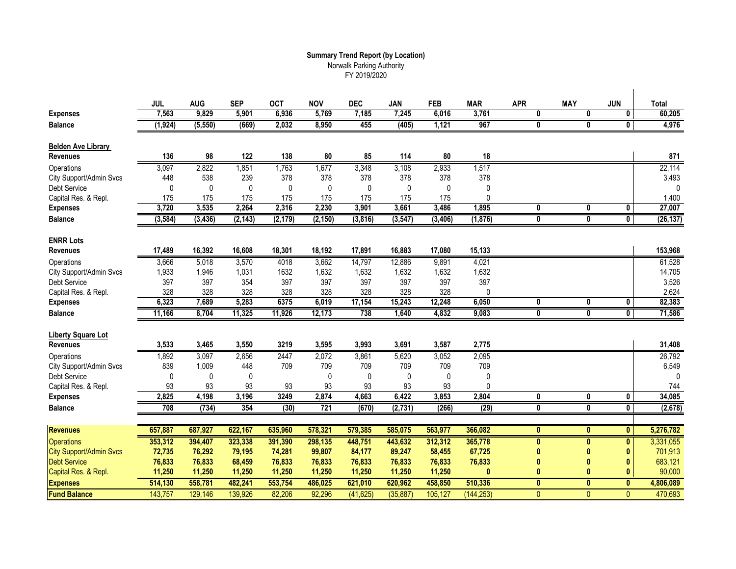**Summary Trend Report (by Location)**
Norwalk Parking Authority
FY 2019/2020

| | JUL | AUG | SEP | OCT | NOV | DEC | JAN | FEB | MAR | APR | MAY | JUN | Total |
|---|---|---|---|---|---|---|---|---|---|---|---|---|---|
| **Expenses** | 7,563 | 9,829 | 5,901 | 6,936 | 5,769 | 7,185 | 7,245 | 6,016 | 3,761 | 0 | 0 | 0 | 60,205 |
| **Balance** | (1,924) | (5,550) | (669) | 2,032 | 8,950 | 455 | (405) | 1,121 | 967 | 0 | 0 | 0 | 4,976 |
| **Belden Ave Library** | | | | | | | | | | | | | |
| **Revenues** | 136 | 98 | 122 | 138 | 80 | 85 | 114 | 80 | 18 | | | | 871 |
| Operations | 3,097 | 2,822 | 1,851 | 1,763 | 1,677 | 3,348 | 3,108 | 2,933 | 1,517 | | | | 22,114 |
| City Support/Admin Svcs | 448 | 538 | 239 | 378 | 378 | 378 | 378 | 378 | 378 | | | | 3,493 |
| Debt Service | 0 | 0 | 0 | 0 | 0 | 0 | 0 | 0 | 0 | | | | 0 |
| Capital Res. & Repl. | 175 | 175 | 175 | 175 | 175 | 175 | 175 | 175 | 0 | | | | 1,400 |
| **Expenses** | 3,720 | 3,535 | 2,264 | 2,316 | 2,230 | 3,901 | 3,661 | 3,486 | 1,895 | 0 | 0 | 0 | 27,007 |
| **Balance** | (3,584) | (3,436) | (2,143) | (2,179) | (2,150) | (3,816) | (3,547) | (3,406) | (1,876) | 0 | 0 | 0 | (26,137) |
| **ENRR Lots** | | | | | | | | | | | | | |
| **Revenues** | 17,489 | 16,392 | 16,608 | 18,301 | 18,192 | 17,891 | 16,883 | 17,080 | 15,133 | | | | 153,968 |
| Operations | 3,666 | 5,018 | 3,570 | 4018 | 3,662 | 14,797 | 12,886 | 9,891 | 4,021 | | | | 61,528 |
| City Support/Admin Svcs | 1,933 | 1,946 | 1,031 | 1632 | 1,632 | 1,632 | 1,632 | 1,632 | 1,632 | | | | 14,705 |
| Debt Service | 397 | 397 | 354 | 397 | 397 | 397 | 397 | 397 | 397 | | | | 3,526 |
| Capital Res. & Repl. | 328 | 328 | 328 | 328 | 328 | 328 | 328 | 328 | 0 | | | | 2,624 |
| **Expenses** | 6,323 | 7,689 | 5,283 | 6375 | 6,019 | 17,154 | 15,243 | 12,248 | 6,050 | 0 | 0 | 0 | 82,383 |
| **Balance** | 11,166 | 8,704 | 11,325 | 11,926 | 12,173 | 738 | 1,640 | 4,832 | 9,083 | 0 | 0 | 0 | 71,586 |
| **Liberty Square Lot** | | | | | | | | | | | | | |
| **Revenues** | 3,533 | 3,465 | 3,550 | 3219 | 3,595 | 3,993 | 3,691 | 3,587 | 2,775 | | | | 31,408 |
| Operations | 1,892 | 3,097 | 2,656 | 2447 | 2,072 | 3,861 | 5,620 | 3,052 | 2,095 | | | | 26,792 |
| City Support/Admin Svcs | 839 | 1,009 | 448 | 709 | 709 | 709 | 709 | 709 | 709 | | | | 6,549 |
| Debt Service | 0 | 0 | 0 | | 0 | 0 | 0 | 0 | 0 | | | | 0 |
| Capital Res. & Repl. | 93 | 93 | 93 | 93 | 93 | 93 | 93 | 93 | 0 | | | | 744 |
| **Expenses** | 2,825 | 4,198 | 3,196 | 3249 | 2,874 | 4,663 | 6,422 | 3,853 | 2,804 | 0 | 0 | 0 | 34,085 |
| **Balance** | 708 | (734) | 354 | (30) | 721 | (670) | (2,731) | (266) | (29) | 0 | 0 | 0 | (2,678) |
| **Revenues** | 657,887 | 687,927 | 622,167 | 635,960 | 578,321 | 579,385 | 585,075 | 563,977 | 366,082 | 0 | 0 | 0 | 5,276,782 |
| Operations | 353,312 | 394,407 | 323,338 | 391,390 | 298,135 | 448,751 | 443,632 | 312,312 | 365,778 | 0 | 0 | 0 | 3,331,055 |
| City Support/Admin Svcs | 72,735 | 76,292 | 79,195 | 74,281 | 99,807 | 84,177 | 89,247 | 58,455 | 67,725 | 0 | 0 | 0 | 701,913 |
| Debt Service | 76,833 | 76,833 | 68,459 | 76,833 | 76,833 | 76,833 | 76,833 | 76,833 | 76,833 | 0 | 0 | 0 | 683,121 |
| Capital Res. & Repl. | 11,250 | 11,250 | 11,250 | 11,250 | 11,250 | 11,250 | 11,250 | 11,250 | 0 | 0 | 0 | 0 | 90,000 |
| **Expenses** | 514,130 | 558,781 | 482,241 | 553,754 | 486,025 | 621,010 | 620,962 | 458,850 | 510,336 | 0 | 0 | 0 | 4,806,089 |
| **Fund Balance** | 143,757 | 129,146 | 139,926 | 82,206 | 92,296 | (41,625) | (35,887) | 105,127 | (144,253) | 0 | 0 | 0 | 470,693 |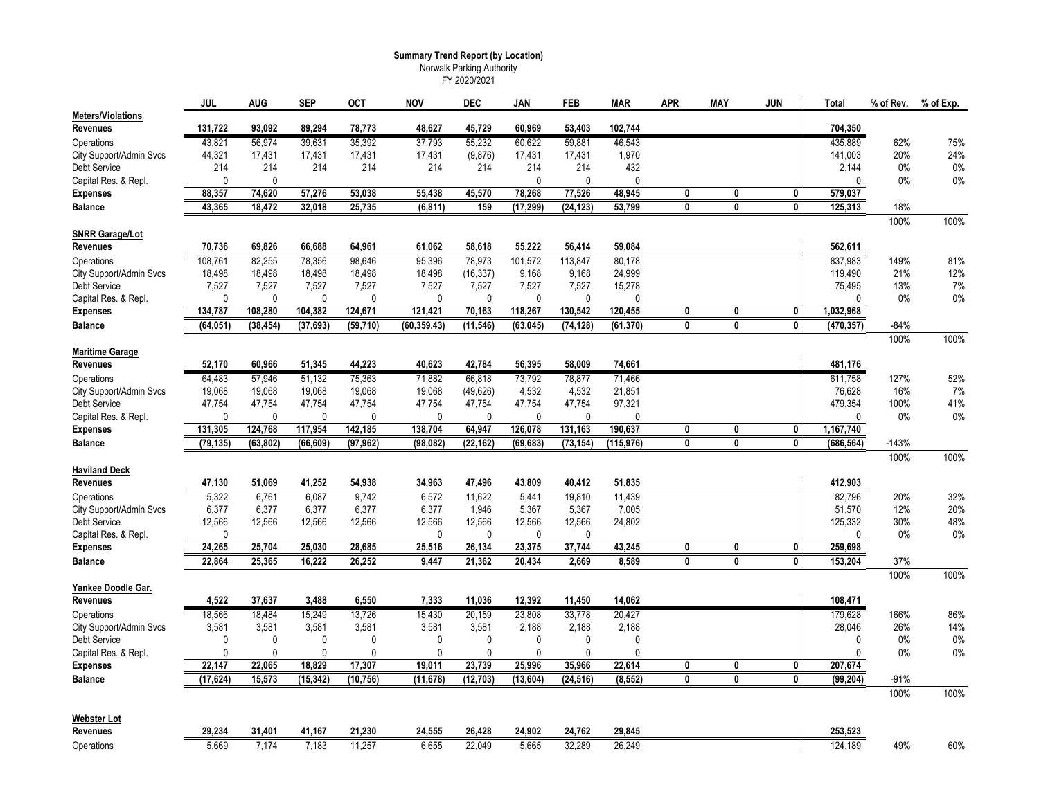**Summary Trend Report (by Location)**
Norwalk Parking Authority
FY 2020/2021

| | JUL | AUG | SEP | OCT | NOV | DEC | JAN | FEB | MAR | APR | MAY | JUN | Total | % of Rev. | % of Exp. |
|---|---|---|---|---|---|---|---|---|---|---|---|---|---|---|---|
| **Meters/Violations** | | | | | | | | | | | | | | | |
| **Revenues** | **131,722** | **93,092** | **89,294** | **78,773** | **48,627** | **45,729** | **60,969** | **53,403** | **102,744** | | | | **704,350** | | |
| Operations | 43,821 | 56,974 | 39,631 | 35,392 | 37,793 | 55,232 | 60,622 | 59,881 | 46,543 | | | | 435,889 | 62% | 75% |
| City Support/Admin Svcs | 44,321 | 17,431 | 17,431 | 17,431 | 17,431 | (9,876) | 17,431 | 17,431 | 1,970 | | | | 141,003 | 20% | 24% |
| Debt Service | 214 | 214 | 214 | 214 | 214 | 214 | 214 | 214 | 432 | | | | 2,144 | 0% | 0% |
| Capital Res. & Repl. | 0 | 0 | | | | | 0 | 0 | 0 | | | | 0 | 0% | 0% |
| **Expenses** | **88,357** | **74,620** | **57,276** | **53,038** | **55,438** | **45,570** | **78,268** | **77,526** | **48,945** | **0** | **0** | **0** | **579,037** | | |
| **Balance** | **43,365** | **18,472** | **32,018** | **25,735** | **(6,811)** | **159** | **(17,299)** | **(24,123)** | **53,799** | **0** | **0** | **0** | **125,313** | 18% | |
| | | | | | | | | | | | | | | 100% | 100% |
| **SNRR Garage/Lot** | | | | | | | | | | | | | | | |
| **Revenues** | **70,736** | **69,826** | **66,688** | **64,961** | **61,062** | **58,618** | **55,222** | **56,414** | **59,084** | | | | **562,611** | | |
| Operations | 108,761 | 82,255 | 78,356 | 98,646 | 95,396 | 78,973 | 101,572 | 113,847 | 80,178 | | | | 837,983 | 149% | 81% |
| City Support/Admin Svcs | 18,498 | 18,498 | 18,498 | 18,498 | 18,498 | (16,337) | 9,168 | 9,168 | 24,999 | | | | 119,490 | 21% | 12% |
| Debt Service | 7,527 | 7,527 | 7,527 | 7,527 | 7,527 | 7,527 | 7,527 | 7,527 | 15,278 | | | | 75,495 | 13% | 7% |
| Capital Res. & Repl. | 0 | 0 | 0 | 0 | 0 | 0 | 0 | 0 | 0 | | | | 0 | 0% | 0% |
| **Expenses** | **134,787** | **108,280** | **104,382** | **124,671** | **121,421** | **70,163** | **118,267** | **130,542** | **120,455** | **0** | **0** | **0** | **1,032,968** | | |
| **Balance** | **(64,051)** | **(38,454)** | **(37,693)** | **(59,710)** | **(60,359.43)** | **(11,546)** | **(63,045)** | **(74,128)** | **(61,370)** | **0** | **0** | **0** | **(470,357)** | -84% | |
| | | | | | | | | | | | | | | 100% | 100% |
| **Maritime Garage** | | | | | | | | | | | | | | | |
| **Revenues** | **52,170** | **60,966** | **51,345** | **44,223** | **40,623** | **42,784** | **56,395** | **58,009** | **74,661** | | | | **481,176** | | |
| Operations | 64,483 | 57,946 | 51,132 | 75,363 | 71,882 | 66,818 | 73,792 | 78,877 | 71,466 | | | | 611,758 | 127% | 52% |
| City Support/Admin Svcs | 19,068 | 19,068 | 19,068 | 19,068 | 19,068 | (49,626) | 4,532 | 4,532 | 21,851 | | | | 76,628 | 16% | 7% |
| Debt Service | 47,754 | 47,754 | 47,754 | 47,754 | 47,754 | 47,754 | 47,754 | 47,754 | 97,321 | | | | 479,354 | 100% | 41% |
| Capital Res. & Repl. | 0 | 0 | 0 | 0 | 0 | 0 | 0 | 0 | 0 | | | | 0 | 0% | 0% |
| **Expenses** | **131,305** | **124,768** | **117,954** | **142,185** | **138,704** | **64,947** | **126,078** | **131,163** | **190,637** | **0** | **0** | **0** | **1,167,740** | | |
| **Balance** | **(79,135)** | **(63,802)** | **(66,609)** | **(97,962)** | **(98,082)** | **(22,162)** | **(69,683)** | **(73,154)** | **(115,976)** | **0** | **0** | **0** | **(686,564)** | -143% | |
| | | | | | | | | | | | | | | 100% | 100% |
| **Haviland Deck** | | | | | | | | | | | | | | | |
| **Revenues** | **47,130** | **51,069** | **41,252** | **54,938** | **34,963** | **47,496** | **43,809** | **40,412** | **51,835** | | | | **412,903** | | |
| Operations | 5,322 | 6,761 | 6,087 | 9,742 | 6,572 | 11,622 | 5,441 | 19,810 | 11,439 | | | | 82,796 | 20% | 32% |
| City Support/Admin Svcs | 6,377 | 6,377 | 6,377 | 6,377 | 6,377 | 1,946 | 5,367 | 5,367 | 7,005 | | | | 51,570 | 12% | 20% |
| Debt Service | 12,566 | 12,566 | 12,566 | 12,566 | 12,566 | 12,566 | 12,566 | 12,566 | 24,802 | | | | 125,332 | 30% | 48% |
| Capital Res. & Repl. | 0 | | | | 0 | 0 | 0 | 0 | | | | | 0 | 0% | 0% |
| **Expenses** | **24,265** | **25,704** | **25,030** | **28,685** | **25,516** | **26,134** | **23,375** | **37,744** | **43,245** | **0** | **0** | **0** | **259,698** | | |
| **Balance** | **22,864** | **25,365** | **16,222** | **26,252** | **9,447** | **21,362** | **20,434** | **2,669** | **8,589** | **0** | **0** | **0** | **153,204** | 37% | |
| | | | | | | | | | | | | | | 100% | 100% |
| **Yankee Doodle Gar.** | | | | | | | | | | | | | | | |
| **Revenues** | **4,522** | **37,637** | **3,488** | **6,550** | **7,333** | **11,036** | **12,392** | **11,450** | **14,062** | | | | **108,471** | | |
| Operations | 18,566 | 18,484 | 15,249 | 13,726 | 15,430 | 20,159 | 23,808 | 33,778 | 20,427 | | | | 179,628 | 166% | 86% |
| City Support/Admin Svcs | 3,581 | 3,581 | 3,581 | 3,581 | 3,581 | 3,581 | 2,188 | 2,188 | 2,188 | | | | 28,046 | 26% | 14% |
| Debt Service | 0 | 0 | 0 | 0 | 0 | 0 | 0 | 0 | 0 | | | | 0 | 0% | 0% |
| Capital Res. & Repl. | 0 | 0 | 0 | 0 | 0 | 0 | 0 | 0 | 0 | | | | 0 | 0% | 0% |
| **Expenses** | **22,147** | **22,065** | **18,829** | **17,307** | **19,011** | **23,739** | **25,996** | **35,966** | **22,614** | **0** | **0** | **0** | **207,674** | | |
| **Balance** | **(17,624)** | **15,573** | **(15,342)** | **(10,756)** | **(11,678)** | **(12,703)** | **(13,604)** | **(24,516)** | **(8,552)** | **0** | **0** | **0** | **(99,204)** | -91% | |
| | | | | | | | | | | | | | | 100% | 100% |
| **Webster Lot** | | | | | | | | | | | | | | | |
| **Revenues** | **29,234** | **31,401** | **41,167** | **21,230** | **24,555** | **26,428** | **24,902** | **24,762** | **29,845** | | | | **253,523** | | |
| Operations | 5,669 | 7,174 | 7,183 | 11,257 | 6,655 | 22,049 | 5,665 | 32,289 | 26,249 | | | | 124,189 | 49% | 60% |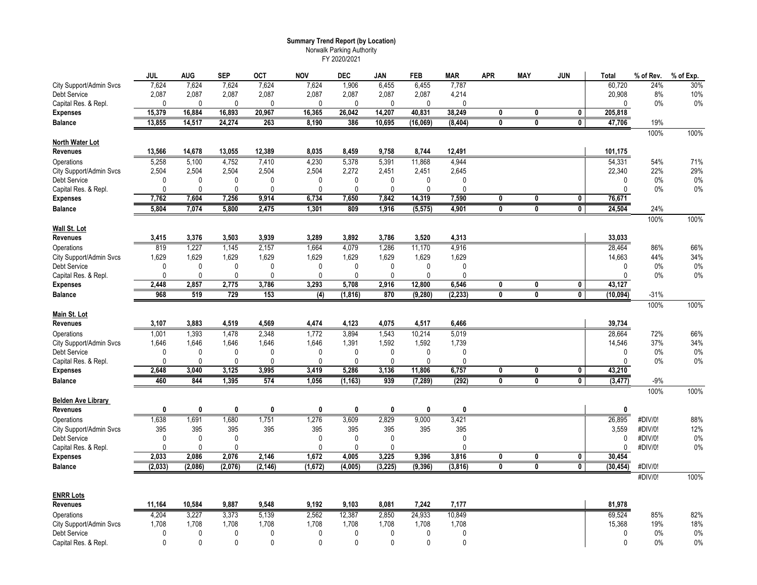**Summary Trend Report (by Location)**
Norwalk Parking Authority
FY 2020/2021

| | JUL | AUG | SEP | OCT | NOV | DEC | JAN | FEB | MAR | APR | MAY | JUN | Total | % of Rev. | % of Exp. |
|---|---|---|---|---|---|---|---|---|---|---|---|---|---|---|---|
| City Support/Admin Svcs | 7,624 | 7,624 | 7,624 | 7,624 | 7,624 | 1,906 | 6,455 | 6,455 | 7,787 | | | | 60,720 | 24% | 30% |
| Debt Service | 2,087 | 2,087 | 2,087 | 2,087 | 2,087 | 2,087 | 2,087 | 2,087 | 4,214 | | | | 20,908 | 8% | 10% |
| Capital Res. & Repl. | 0 | 0 | 0 | 0 | 0 | 0 | 0 | 0 | 0 | | | | 0 | 0% | 0% |
| **Expenses** | **15,379** | **16,884** | **16,893** | **20,967** | **16,365** | **26,042** | **14,207** | **40,831** | **38,249** | **0** | **0** | **0** | **205,818** | | |
| **Balance** | **13,855** | **14,517** | **24,274** | **263** | **8,190** | **386** | **10,695** | **(16,069)** | **(8,404)** | **0** | **0** | **0** | **47,706** | 19% | |
| | | | | | | | | | | | | | | 100% | 100% |
| **North Water Lot** | | | | | | | | | | | | | | | |
| **Revenues** | **13,566** | **14,678** | **13,055** | **12,389** | **8,035** | **8,459** | **9,758** | **8,744** | **12,491** | | | | **101,175** | | |
| Operations | 5,258 | 5,100 | 4,752 | 7,410 | 4,230 | 5,378 | 5,391 | 11,868 | 4,944 | | | | 54,331 | 54% | 71% |
| City Support/Admin Svcs | 2,504 | 2,504 | 2,504 | 2,504 | 2,504 | 2,272 | 2,451 | 2,451 | 2,645 | | | | 22,340 | 22% | 29% |
| Debt Service | 0 | 0 | 0 | 0 | 0 | 0 | 0 | 0 | 0 | | | | 0 | 0% | 0% |
| Capital Res. & Repl. | 0 | 0 | 0 | 0 | 0 | 0 | 0 | 0 | 0 | | | | 0 | 0% | 0% |
| **Expenses** | **7,762** | **7,604** | **7,256** | **9,914** | **6,734** | **7,650** | **7,842** | **14,319** | **7,590** | **0** | **0** | **0** | **76,671** | | |
| **Balance** | **5,804** | **7,074** | **5,800** | **2,475** | **1,301** | **809** | **1,916** | **(5,575)** | **4,901** | **0** | **0** | **0** | **24,504** | 24% | |
| | | | | | | | | | | | | | | 100% | 100% |
| **Wall St. Lot** | | | | | | | | | | | | | | | |
| **Revenues** | **3,415** | **3,376** | **3,503** | **3,939** | **3,289** | **3,892** | **3,786** | **3,520** | **4,313** | | | | **33,033** | | |
| Operations | 819 | 1,227 | 1,145 | 2,157 | 1,664 | 4,079 | 1,286 | 11,170 | 4,916 | | | | 28,464 | 86% | 66% |
| City Support/Admin Svcs | 1,629 | 1,629 | 1,629 | 1,629 | 1,629 | 1,629 | 1,629 | 1,629 | 1,629 | | | | 14,663 | 44% | 34% |
| Debt Service | 0 | 0 | 0 | 0 | 0 | 0 | 0 | 0 | 0 | | | | 0 | 0% | 0% |
| Capital Res. & Repl. | 0 | 0 | 0 | 0 | 0 | 0 | 0 | 0 | 0 | | | | 0 | 0% | 0% |
| **Expenses** | **2,448** | **2,857** | **2,775** | **3,786** | **3,293** | **5,708** | **2,916** | **12,800** | **6,546** | **0** | **0** | **0** | **43,127** | | |
| **Balance** | **968** | **519** | **729** | **153** | **(4)** | **(1,816)** | **870** | **(9,280)** | **(2,233)** | **0** | **0** | **0** | **(10,094)** | -31% | |
| | | | | | | | | | | | | | | 100% | 100% |
| **Main St. Lot** | | | | | | | | | | | | | | | |
| **Revenues** | **3,107** | **3,883** | **4,519** | **4,569** | **4,474** | **4,123** | **4,075** | **4,517** | **6,466** | | | | **39,734** | | |
| Operations | 1,001 | 1,393 | 1,478 | 2,348 | 1,772 | 3,894 | 1,543 | 10,214 | 5,019 | | | | 28,664 | 72% | 66% |
| City Support/Admin Svcs | 1,646 | 1,646 | 1,646 | 1,646 | 1,646 | 1,391 | 1,592 | 1,592 | 1,739 | | | | 14,546 | 37% | 34% |
| Debt Service | 0 | 0 | 0 | 0 | 0 | 0 | 0 | 0 | 0 | | | | 0 | 0% | 0% |
| Capital Res. & Repl. | 0 | 0 | 0 | 0 | 0 | 0 | 0 | 0 | 0 | | | | 0 | 0% | 0% |
| **Expenses** | **2,648** | **3,040** | **3,125** | **3,995** | **3,419** | **5,286** | **3,136** | **11,806** | **6,757** | **0** | **0** | **0** | **43,210** | | |
| **Balance** | **460** | **844** | **1,395** | **574** | **1,056** | **(1,163)** | **939** | **(7,289)** | **(292)** | **0** | **0** | **0** | **(3,477)** | -9% | |
| | | | | | | | | | | | | | | 100% | 100% |
| **Belden Ave Library** | | | | | | | | | | | | | | | |
| **Revenues** | **0** | **0** | **0** | **0** | **0** | **0** | **0** | **0** | **0** | | | | **0** | | |
| Operations | 1,638 | 1,691 | 1,680 | 1,751 | 1,276 | 3,609 | 2,829 | 9,000 | 3,421 | | | | 26,895 | #DIV/0! | 88% |
| City Support/Admin Svcs | 395 | 395 | 395 | 395 | 395 | 395 | 395 | 395 | 395 | | | | 3,559 | #DIV/0! | 12% |
| Debt Service | 0 | 0 | 0 | | 0 | 0 | 0 | | 0 | | | | 0 | #DIV/0! | 0% |
| Capital Res. & Repl. | 0 | 0 | 0 | | 0 | 0 | 0 | | 0 | | | | 0 | #DIV/0! | 0% |
| **Expenses** | **2,033** | **2,086** | **2,076** | **2,146** | **1,672** | **4,005** | **3,225** | **9,396** | **3,816** | **0** | **0** | **0** | **30,454** | | |
| **Balance** | **(2,033)** | **(2,086)** | **(2,076)** | **(2,146)** | **(1,672)** | **(4,005)** | **(3,225)** | **(9,396)** | **(3,816)** | **0** | **0** | **0** | **(30,454)** | #DIV/0! | |
| | | | | | | | | | | | | | | #DIV/0! | 100% |
| **ENRR Lots** | | | | | | | | | | | | | | | |
| **Revenues** | **11,164** | **10,584** | **9,887** | **9,548** | **9,192** | **9,103** | **8,081** | **7,242** | **7,177** | | | | **81,978** | | |
| Operations | 4,204 | 3,227 | 3,373 | 5,139 | 2,562 | 12,387 | 2,850 | 24,933 | 10,849 | | | | 69,524 | 85% | 82% |
| City Support/Admin Svcs | 1,708 | 1,708 | 1,708 | 1,708 | 1,708 | 1,708 | 1,708 | 1,708 | 1,708 | | | | 15,368 | 19% | 18% |
| Debt Service | 0 | 0 | 0 | 0 | 0 | 0 | 0 | 0 | 0 | | | | 0 | 0% | 0% |
| Capital Res. & Repl. | 0 | 0 | 0 | 0 | 0 | 0 | 0 | 0 | 0 | | | | 0 | 0% | 0% |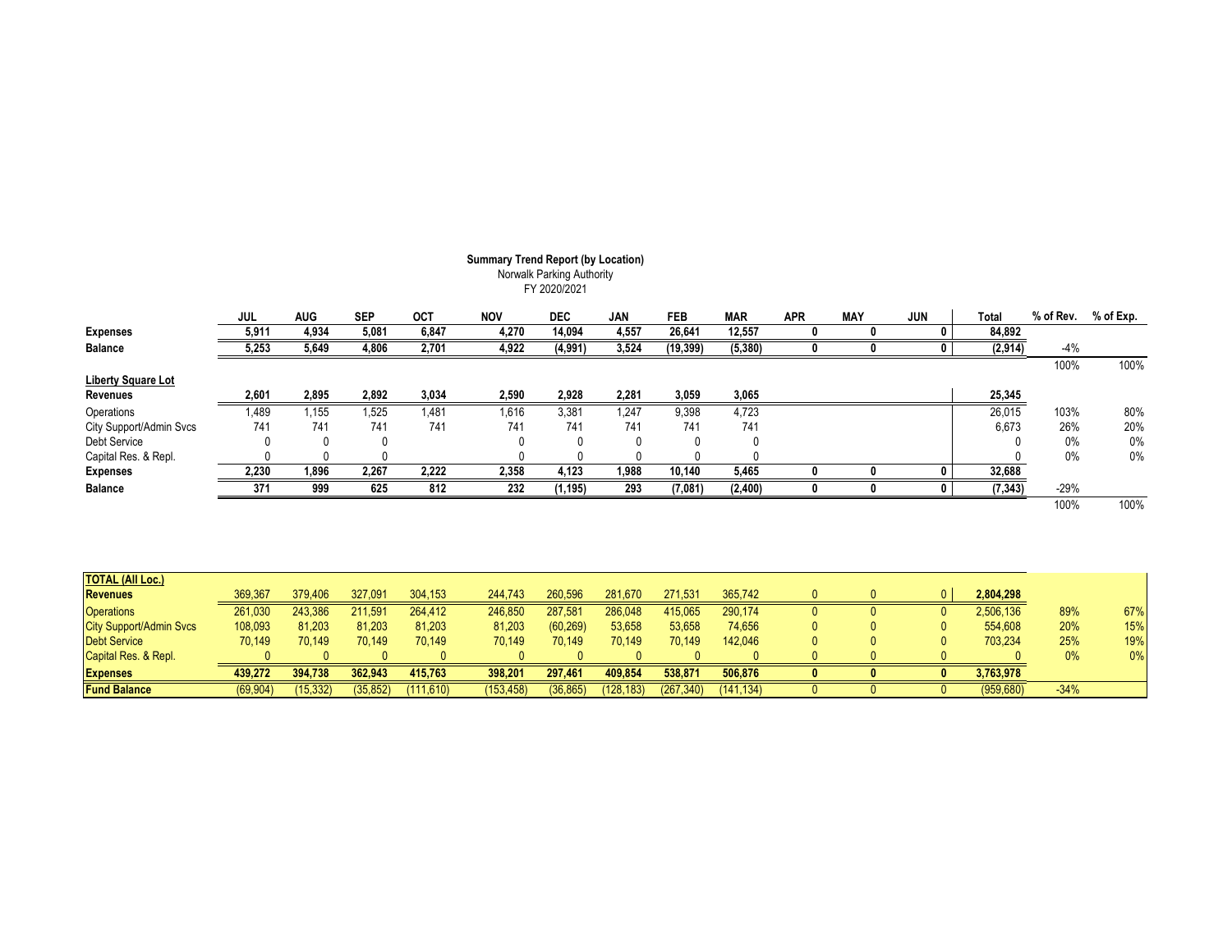**Summary Trend Report (by Location)**
Norwalk Parking Authority
FY 2020/2021

| | JUL | AUG | SEP | OCT | NOV | DEC | JAN | FEB | MAR | APR | MAY | JUN | Total | % of Rev. | % of Exp. |
|---|---|---|---|---|---|---|---|---|---|---|---|---|---|---|---|
| **Expenses** | **5,911** | **4,934** | **5,081** | **6,847** | **4,270** | **14,094** | **4,557** | **26,641** | **12,557** | **0** | **0** | **0** | **84,892** | | |
| **Balance** | **5,253** | **5,649** | **4,806** | **2,701** | **4,922** | **(4,991)** | **3,524** | **(19,399)** | **(5,380)** | **0** | **0** | **0** | **(2,914)** | -4% | |
| | | | | | | | | | | | | | | 100% | 100% |
| **Liberty Square Lot** | | | | | | | | | | | | | | | |
| **Revenues** | **2,601** | **2,895** | **2,892** | **3,034** | **2,590** | **2,928** | **2,281** | **3,059** | **3,065** | | | | **25,345** | | |
| Operations | 1,489 | 1,155 | 1,525 | 1,481 | 1,616 | 3,381 | 1,247 | 9,398 | 4,723 | | | | 26,015 | 103% | 80% |
| City Support/Admin Svcs | 741 | 741 | 741 | 741 | 741 | 741 | 741 | 741 | 741 | | | | 6,673 | 26% | 20% |
| Debt Service | 0 | 0 | 0 | | 0 | 0 | 0 | 0 | 0 | | | | 0 | 0% | 0% |
| Capital Res. & Repl. | 0 | 0 | 0 | | 0 | 0 | 0 | 0 | 0 | | | | 0 | 0% | 0% |
| **Expenses** | **2,230** | **1,896** | **2,267** | **2,222** | **2,358** | **4,123** | **1,988** | **10,140** | **5,465** | **0** | **0** | **0** | **32,688** | | |
| **Balance** | **371** | **999** | **625** | **812** | **232** | **(1,195)** | **293** | **(7,081)** | **(2,400)** | **0** | **0** | **0** | **(7,343)** | -29% | |
| | | | | | | | | | | | | | | 100% | 100% |

| | JUL | AUG | SEP | OCT | NOV | DEC | JAN | FEB | MAR | APR | MAY | JUN | Total | % of Rev. | % of Exp. |
|---|---|---|---|---|---|---|---|---|---|---|---|---|---|---|---|
| **TOTAL (All Loc.)** | | | | | | | | | | | | | | | |
| **Revenues** | 369,367 | 379,406 | 327,091 | 304,153 | 244,743 | 260,596 | 281,670 | 271,531 | 365,742 | 0 | 0 | 0 | **2,804,298** | | |
| Operations | 261,030 | 243,386 | 211,591 | 264,412 | 246,850 | 287,581 | 286,048 | 415,065 | 290,174 | 0 | 0 | 0 | 2,506,136 | 89% | 67% |
| City Support/Admin Svcs | 108,093 | 81,203 | 81,203 | 81,203 | 81,203 | (60,269) | 53,658 | 53,658 | 74,656 | 0 | 0 | 0 | 554,608 | 20% | 15% |
| Debt Service | 70,149 | 70,149 | 70,149 | 70,149 | 70,149 | 70,149 | 70,149 | 70,149 | 142,046 | 0 | 0 | 0 | 703,234 | 25% | 19% |
| Capital Res. & Repl. | 0 | 0 | 0 | 0 | 0 | 0 | 0 | 0 | 0 | 0 | 0 | 0 | 0 | 0% | 0% |
| **Expenses** | **439,272** | **394,738** | **362,943** | **415,763** | **398,201** | **297,461** | **409,854** | **538,871** | **506,876** | **0** | **0** | **0** | **3,763,978** | | |
| **Fund Balance** | (69,904) | (15,332) | (35,852) | (111,610) | (153,458) | (36,865) | (128,183) | (267,340) | (141,134) | 0 | 0 | 0 | (959,680) | -34% | |